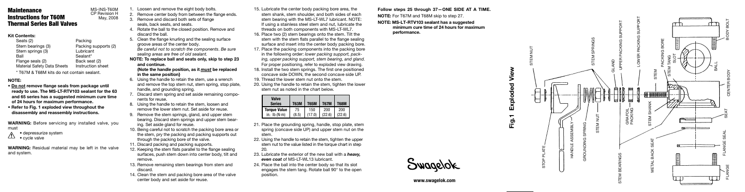# Maintenance Instructions for T60M Thermal Series Ball Valves

MS-INS-T60M
CP Revision H
May, 2008

### Kit Contents:

| | |
|---|---|
| Seats (2) | Packing |
| Stem bearings (3) | Packing supports (2) |
| Stem springs (3) | Lubricant |
| Ball | Sealant* |
| Flange seals (2) | Back seat (2) |
| Material Safety Data Sheets | Instruction sheet |

\* T67M & T68M kits do not contain sealant.

### NOTE:

- **Do not remove flange seals from package until ready to use. The MS-LT-RTV103 sealant for the 63 and 65 series has a suggested minimum cure time of 24 hours for maximum performance.**
- **Refer to Fig. 1 exploded view throughout the disassembly and reassembly instructions.**

**WARNING:** Before servicing any installed valve, you must

- depressurize system
- cycle valve

**WARNING:** Residual material may be left in the valve and system.

1. Loosen and remove the eight body bolts.
2. Remove center body from between the flange ends.
3. Remove and discard both sets of flange seals, back seats, and seats.
4. Rotate the ball to the closed position. Remove and discard the ball.
5. Clean the flange knurling and the sealing surface groove areas of the center body. *Be careful not to scratch the components. Be sure sealing areas are free of old sealant.*

**NOTE: To replace ball and seats only, skip to step 23 and continue.**
**(Note the handle position, as it *must* be replaced in the same position)**

6. Using the handle to retain the stem, use a wrench and remove the top stem nut, stem spring, stop plate, handle, and grounding spring.
7. Discard stem spring and set aside remaining components for reuse.
8. Using the handle to retain the stem, loosen and remove the lower stem nut. Set aside for reuse.
9. Remove the stem springs, gland, and upper stem bearing. Discard stem springs and upper stem bearing. Set aside gland for reuse.
10. Being careful not to scratch the packing bore area or the stem, pry the packing and packing supports out through the packing bore of the valve.
11. Discard packing and packing supports.
12. Keeping the stem flats parallel to the flange sealing surfaces, push stem down into center body, tilt and remove.
13. Remove remaining stem bearings from stem and discard.
14. Clean the stem and packing bore area of the valve center body and set aside for reuse.
15. Lubricate the center body packing bore area, the stem shank, stem shoulder, and both sides of each stem bearing with the MS-LT-WL7 lubricant. NOTE: If using a stainless steel stem and nut, lubricate the threads on both components with MS-LT-WL7.
16. Place two (2) stem bearings onto the stem. Tilt the stem with the stem flats parallel to the flange sealing surface and insert into the center body packing bore.
17. Place the packing components into the packing bore in the following order: *lower packing support, packing, upper packing support, stem bearing, and gland.* For proper positioning, refer to exploded view drawing.
18. Install the two stem springs. The first one positioned concave side DOWN, the second concave side UP.
19. Thread the lower stem nut onto the stem.
20. Using the handle to retain the stem, tighten the lower stem nut as noted in the chart below.

| Valve Series | T63M | T65M | T67M | T68M |
|---|---|---|---|---|
| Torque Value in.·lb (N·m) | 75 (8.5) | 150 (17.0) | 200 (22.6) | 200 (22.6) |

21. Place the grounding spring, handle, stop plate, stem spring (concave side UP) and upper stem nut on the stem.
22. Using the handle to retain the stem, tighten the upper stem nut to the value listed in the torque chart in step 20.
23. Lubricate the exterior of the new ball with a ***heavy, even coat*** of MS-LT-WL13 lubricant.
24. Place the ball into the center body so that its slot engages the stem tang. Rotate ball 90° to the open position.

**Follow steps 25 through 37—ONE SIDE AT A TIME.**

**NOTE:** For T67M and T68M skip to step 27.

**NOTE: MS-LT-RTV103 sealant has a suggested minimum cure time of 24 hours for maximum performance.**

Swagelok

www.swagelok.com

**Fig.1 Exploded View**

STEM NUT, STOP PLATE, HANDLE ASSEMBLY, GROUNDING SPRING, STEM NUT, STEM SPRINGS, GLAND, UPPER PACKING SUPPORT, GRAFOIL PACKING, LOWER PACKING SUPPORT, STEM BEARINGS, STEM SHANK, STEM, STEM TANG, PACKING BORE, SLOT, BALL, CENTER BODY, BODY BOLT, METAL BACK SEAT, SEAT, FLANGE SEAL, FLANGE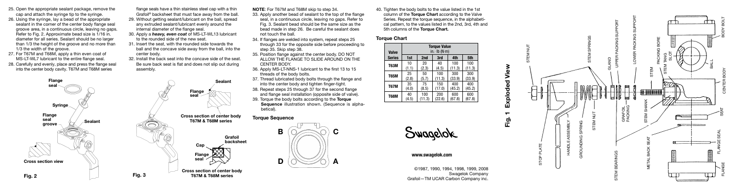25. Open the appropriate sealant package, remove the cap and attach the syringe tip to the syringe.
26. Using the syringe, lay a bead of the appropriate sealant in the corner of the center body flange seal groove area, in a continuous circle, leaving no gaps. Refer to Fig. 2. Approximate bead size is 1/16 in. diameter for all series. Sealant should be no larger than 1/3 the height of the groove and no more than 1/3 the width of the groove.
27. For T67M and T68M, apply a thin even coat of MS-LT-WL7 lubricant to the entire flange seal.
28. Carefully and evenly, place and press the flange seal into the center body cavity. T67M and T68M series flange seals have a thin stainless steel cap with a thin Grafoil® backsheet that must face away from the ball.
29. Without getting sealant/lubricant on the ball, spread any extruded sealant/lubricant evenly around the internal diameter of the flange seal.
30. Apply a ***heavy, even coat*** of MS-LT-WL13 lubricant to the rounded side of the new seat.
31. Insert the seat, with the rounded side towards the ball and the concave side away from the ball, into the center body.
32. Install the back seat into the concave side of the seat. Be sure back seat is flat and does not slip out during assembly.

Flange seal
Syringe
Flange seal groove
Sealant
Cross section view

Fig. 2

Sealant
Flange seal
Cross section of center body T67M & T68M series
Grafoil backsheet
Cap
Flange seal
Cross section of center body T67M & T68M series

Fig. 3

**NOTE**: For T67M and T68M skip to step 34.

33. Apply another bead of sealant to the top of the flange seal, in a continuous circle, leaving no gaps. Refer to Fig. 3. Sealant bead should be the same size as the bead made in step 26. Be careful the sealant does not touch the ball.
34. If flanges are welded into system, repeat steps 25 through 33 for the opposite side before proceeding to step 35. Skip step 38.
35. Position flange against the center body. DO NOT ALLOW THE FLANGE TO SLIDE AROUND ON THE CENTER BODY.
36. Apply MS-LT-NNS-1 lubricant to the first 13 to 15 threads of the body bolts.
37. Thread lubricated body bolts through the flange and into the center body and tighten finger-tight.
38. Repeat steps 25 through 37 for the second flange and flange seal installation (opposite side of valve).
39. Torque the body bolts according to the **Torque Sequence** illustration shown. (Sequence is alphabetical).

### Torque Sequence

B C D A

40. Tighten the body bolts to the value listed in the 1st column of the **Torque Chart** according to the Valve Series. Repeat the torque sequence, in the alphabetical pattern, to the values listed in the 2nd, 3rd, 4th and 5th columns of the **Torque Chart.**

### Torque Chart

| Valve Series | Torque Value in.·lb (N·m) | | | | |
|---|---|---|---|---|---|
| | 1st | 2nd | 3rd | 4th | 5th |
| T63M | 10 (1.1) | 20 (2.3) | 40 (4.5) | 100 (11.3) | 100 (11.3) |
| T65M | 25 (2.8) | 50 (5.7) | 100 (11.3) | 300 (33.9) | 300 (33.9) |
| T67M | 35 (4.0) | 75 (8.5) | 150 (17.0) | 400 (45.2) | 400 (45.2) |
| T68M | 40 (4.5) | 100 (11.3) | 200 (22.6) | 600 (67.8) | 600 (67.8) |

Swagelok

www.swagelok.com

©1987, 1990, 1994, 1998, 1999, 2008 Swagelok Company
Grafoil—TM UCAR Carbon Company inc.

STEM NUT
STOP PLATE
HANDLE ASSEMBLY
GROUNDING SPRING
STEM NUT
STEM SPRINGS
STEM BEARINGS
GLAND
UPPER PACKING SUPPORT
GRAFOIL PACKING
LOWER PACKING SUPPORT
STEM
STEM SHANK
METAL BACK SEAT
PACKING BORE
STEM TANG SLOT
BALL
BODY BOLT
CENTER BODY
SEAT
FLANGE SEAL
FLANGE

**Fig. 1 Exploded View**